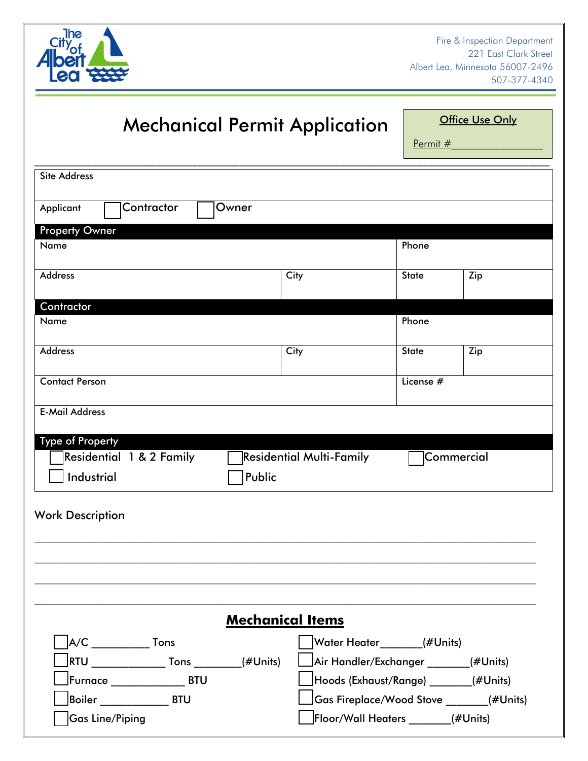Fire & Inspection Department
221 East Clark Street
Albert Lea, Minnesota 56007-2496
507-377-4340

# Mechanical Permit Application

**Office Use Only**

Permit #\_\_\_\_\_\_\_\_\_\_\_\_\_\_\_\_

| Site Address | | | |
|---|---|---|---|
| Applicant ☐ Contractor ☐ Owner | | | |
| **Property Owner** | | | |
| Name | | Phone | |
| Address | City | State | Zip |
| **Contractor** | | | |
| Name | | Phone | |
| Address | City | State | Zip |
| Contact Person | | License # | |
| E-Mail Address | | | |
| **Type of Property** | | | |
| ☐ Residential 1 & 2 Family | ☐ Residential Multi-Family | ☐ Commercial | |
| ☐ Industrial | ☐ Public | | |

Work Description

\_\_\_\_\_\_\_\_\_\_\_\_\_\_\_\_\_\_\_\_\_\_\_\_\_\_\_\_\_\_\_\_\_\_\_\_\_\_\_\_\_\_\_\_\_\_\_\_\_\_\_\_\_\_\_\_\_\_\_\_\_\_\_\_\_\_\_\_\_\_\_\_\_\_

\_\_\_\_\_\_\_\_\_\_\_\_\_\_\_\_\_\_\_\_\_\_\_\_\_\_\_\_\_\_\_\_\_\_\_\_\_\_\_\_\_\_\_\_\_\_\_\_\_\_\_\_\_\_\_\_\_\_\_\_\_\_\_\_\_\_\_\_\_\_\_\_\_\_

\_\_\_\_\_\_\_\_\_\_\_\_\_\_\_\_\_\_\_\_\_\_\_\_\_\_\_\_\_\_\_\_\_\_\_\_\_\_\_\_\_\_\_\_\_\_\_\_\_\_\_\_\_\_\_\_\_\_\_\_\_\_\_\_\_\_\_\_\_\_\_\_\_\_

\_\_\_\_\_\_\_\_\_\_\_\_\_\_\_\_\_\_\_\_\_\_\_\_\_\_\_\_\_\_\_\_\_\_\_\_\_\_\_\_\_\_\_\_\_\_\_\_\_\_\_\_\_\_\_\_\_\_\_\_\_\_\_\_\_\_\_\_\_\_\_\_\_\_

## **Mechanical Items**

- ☐ A/C \_\_\_\_\_\_\_\_\_\_ Tons
- ☐ RTU \_\_\_\_\_\_\_\_\_\_\_\_ Tons \_\_\_\_\_\_\_\_(#Units)
- ☐ Furnace \_\_\_\_\_\_\_\_\_\_\_\_ BTU
- ☐ Boiler \_\_\_\_\_\_\_\_\_\_\_ BTU
- ☐ Gas Line/Piping
- ☐ Water Heater\_\_\_\_\_\_\_(#Units)
- ☐ Air Handler/Exchanger \_\_\_\_\_\_\_(#Units)
- ☐ Hoods (Exhaust/Range) \_\_\_\_\_\_\_(#Units)
- ☐ Gas Fireplace/Wood Stove \_\_\_\_\_\_\_(#Units)
- ☐ Floor/Wall Heaters \_\_\_\_\_\_\_(#Units)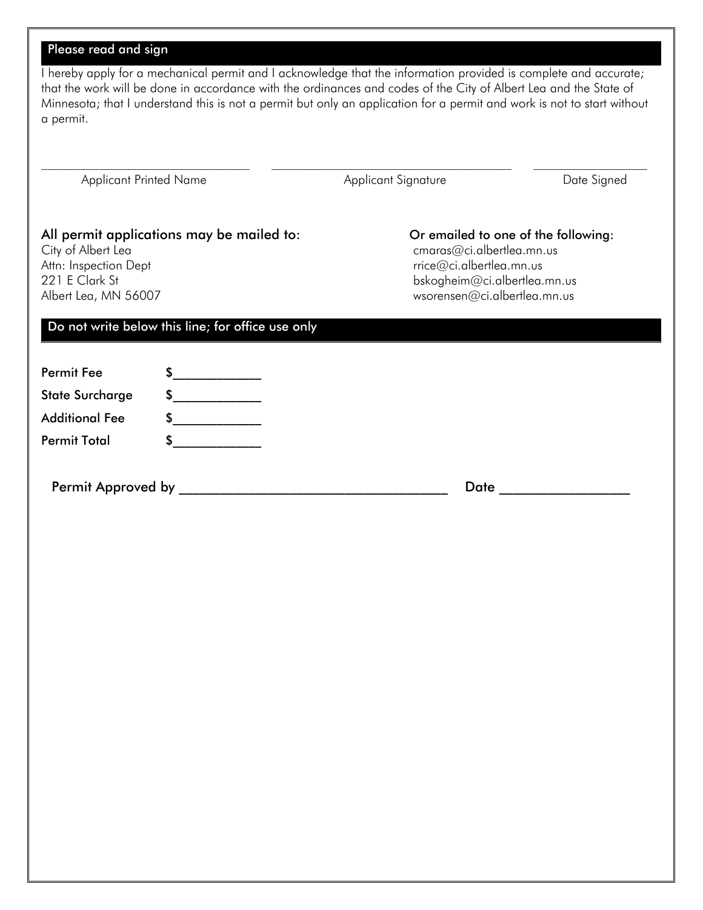## Please read and sign

I hereby apply for a mechanical permit and I acknowledge that the information provided is complete and accurate; that the work will be done in accordance with the ordinances and codes of the City of Albert Lea and the State of Minnesota; that I understand this is not a permit but only an application for a permit and work is not to start without a permit.

_______________________________ _____________________________________ _________________

Applicant Printed Name Applicant Signature Date Signed

**All permit applications may be mailed to:**

City of Albert Lea
Attn: Inspection Dept
221 E Clark St
Albert Lea, MN 56007

**Or emailed to one of the following:**

cmaras@ci.albertlea.mn.us
rrice@ci.albertlea.mn.us
bskogheim@ci.albertlea.mn.us
wsorensen@ci.albertlea.mn.us

## Do not write below this line; for office use only

**Permit Fee** $____________

**State Surcharge** $____________

**Additional Fee** $____________

**Permit Total** $____________

**Permit Approved by** ___________________________________ **Date** ________________